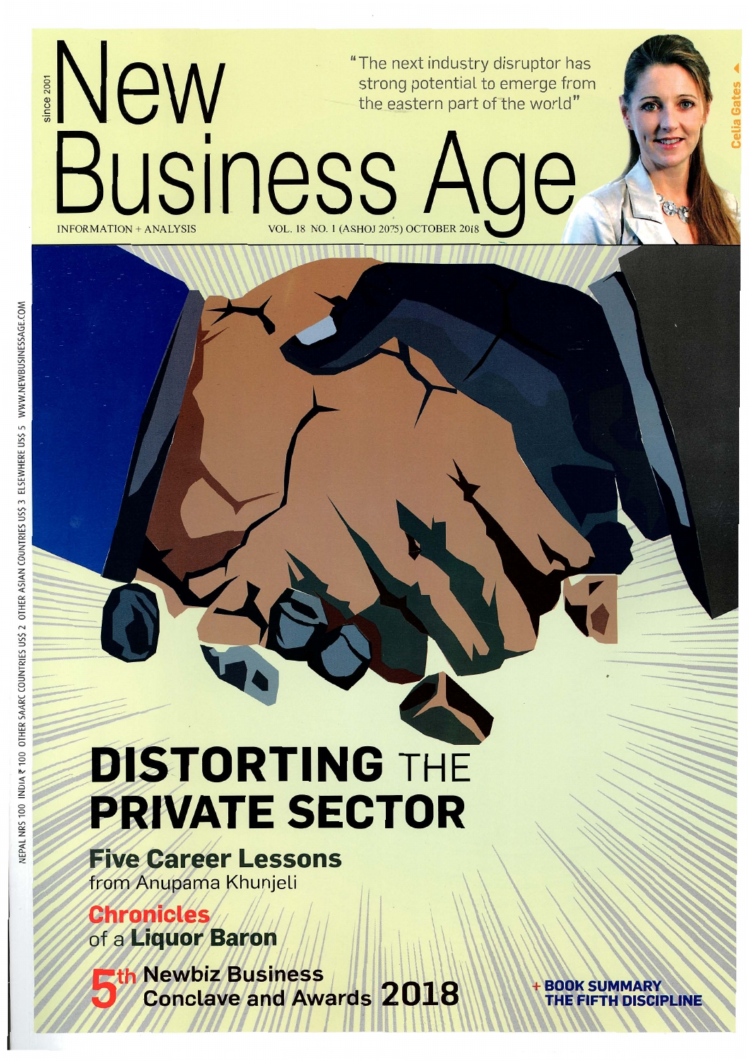since 2001

# New Business Age

INFORMATION + ANALYSIS

VOL. 18 NO. 1 (ASHOJ 2075) OCTOBER 2018

"The next industry disruptor has strong potential to emerge from the eastern part of the world"

Celia Gates

NEPAL NRS 100 INDIA ₹ 100 OTHER SAARC COUNTRIES US$ 2 OTHER ASIAN COUNTRIES US$ 3 ELSEWHERE US$ 5 WWW.NEWBUSINESSAGE.COM

## DISTORTING THE PRIVATE SECTOR

**Five Career Lessons** from Anupama Khunjeli

**Chronicles** of a **Liquor Baron**

**5th Newbiz Business Conclave and Awards 2018**

**+ BOOK SUMMARY THE FIFTH DISCIPLINE**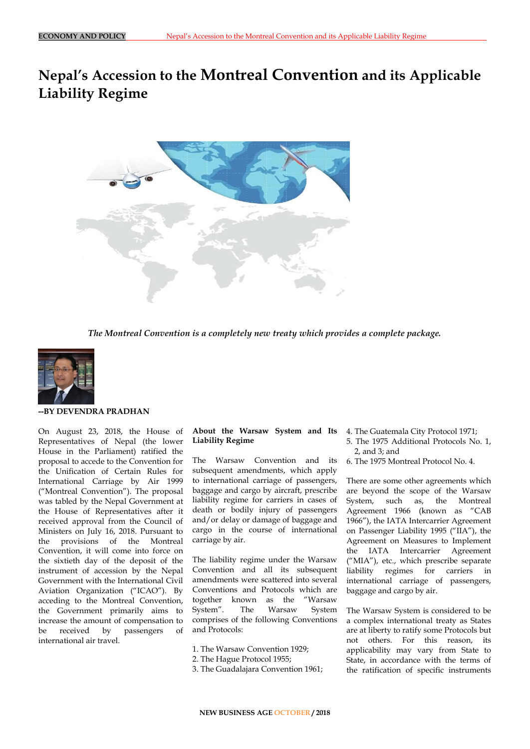# Nepal's Accession to the Montreal Convention and its Applicable Liability Regime

*The Montreal Convention is a completely new treaty which provides a complete package.*

**--BY DEVENDRA PRADHAN**

On August 23, 2018, the House of Representatives of Nepal (the lower House in the Parliament) ratified the proposal to accede to the Convention for the Unification of Certain Rules for International Carriage by Air 1999 ("Montreal Convention"). The proposal was tabled by the Nepal Government at the House of Representatives after it received approval from the Council of Ministers on July 16, 2018. Pursuant to the provisions of the Montreal Convention, it will come into force on the sixtieth day of the deposit of the instrument of accession by the Nepal Government with the International Civil Aviation Organization ("ICAO"). By acceding to the Montreal Convention, the Government primarily aims to increase the amount of compensation to be received by passengers of international air travel.

**About the Warsaw System and Its Liability Regime**

The Warsaw Convention and its subsequent amendments, which apply to international carriage of passengers, baggage and cargo by aircraft, prescribe liability regime for carriers in cases of death or bodily injury of passengers and/or delay or damage of baggage and cargo in the course of international carriage by air.

The liability regime under the Warsaw Convention and all its subsequent amendments were scattered into several Conventions and Protocols which are together known as the "Warsaw System". The Warsaw System comprises of the following Conventions and Protocols:

1. The Warsaw Convention 1929;
2. The Hague Protocol 1955;
3. The Guadalajara Convention 1961;
4. The Guatemala City Protocol 1971;
5. The 1975 Additional Protocols No. 1, 2, and 3; and
6. The 1975 Montreal Protocol No. 4.

There are some other agreements which are beyond the scope of the Warsaw System, such as, the Montreal Agreement 1966 (known as "CAB 1966"), the IATA Intercarrier Agreement on Passenger Liability 1995 ("IIA"), the Agreement on Measures to Implement the IATA Intercarrier Agreement ("MIA"), etc., which prescribe separate liability regimes for carriers in international carriage of passengers, baggage and cargo by air.

The Warsaw System is considered to be a complex international treaty as States are at liberty to ratify some Protocols but not others. For this reason, its applicability may vary from State to State, in accordance with the terms of the ratification of specific instruments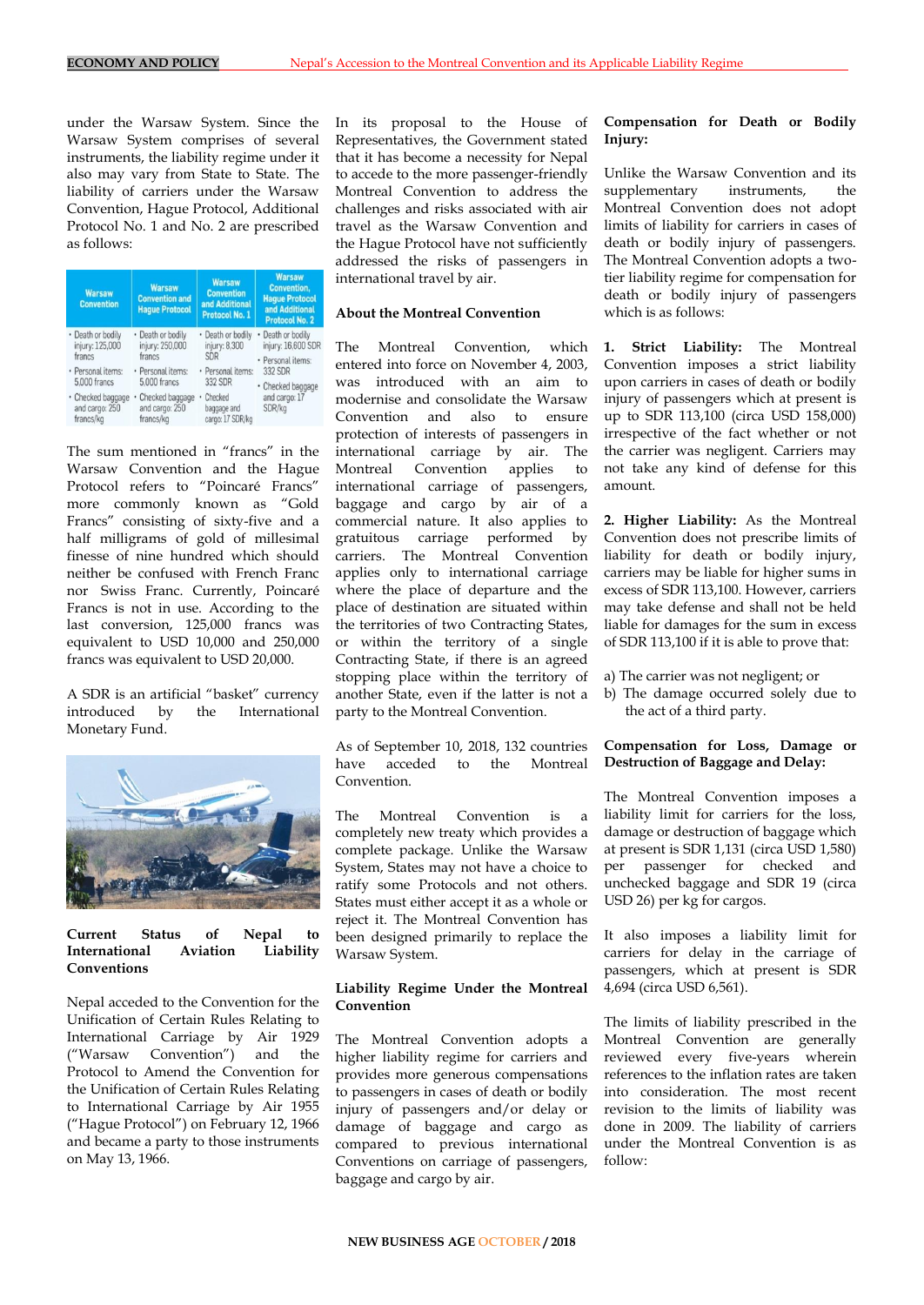under the Warsaw System. Since the Warsaw System comprises of several instruments, the liability regime under it also may vary from State to State. The liability of carriers under the Warsaw Convention, Hague Protocol, Additional Protocol No. 1 and No. 2 are prescribed as follows:

| Warsaw Convention | Warsaw Convention and Hague Protocol | Warsaw Convention and Additional Protocol No. 1 | Warsaw Convention, Hague Protocol and Additional Protocol No. 2 |
|---|---|---|---|
| • Death or bodily injury: 125,000 francs<br>• Personal items: 5,000 francs<br>• Checked baggage and cargo: 250 francs/kg | • Death or bodily injury: 250,000 francs<br>• Personal items: 5,000 francs<br>• Checked baggage and cargo: 250 francs/kg | • Death or bodily injury: 8,300 SDR<br>• Personal items: 332 SDR<br>• Checked baggage and cargo: 17 SDR/kg | • Death or bodily injury: 16,600 SDR<br>• Personal items: 332 SDR<br>• Checked baggage and cargo: 17 SDR/kg |

The sum mentioned in "francs" in the Warsaw Convention and the Hague Protocol refers to "Poincaré Francs" more commonly known as "Gold Francs" consisting of sixty-five and a half milligrams of gold of millesimal finesse of nine hundred which should neither be confused with French Franc nor Swiss Franc. Currently, Poincaré Francs is not in use. According to the last conversion, 125,000 francs was equivalent to USD 10,000 and 250,000 francs was equivalent to USD 20,000.

A SDR is an artificial "basket" currency introduced by the International Monetary Fund.

### Current Status of Nepal to International Aviation Liability Conventions

Nepal acceded to the Convention for the Unification of Certain Rules Relating to International Carriage by Air 1929 ("Warsaw Convention") and the Protocol to Amend the Convention for the Unification of Certain Rules Relating to International Carriage by Air 1955 ("Hague Protocol") on February 12, 1966 and became a party to those instruments on May 13, 1966.

In its proposal to the House of Representatives, the Government stated that it has become a necessity for Nepal to accede to the more passenger-friendly Montreal Convention to address the challenges and risks associated with air travel as the Warsaw Convention and the Hague Protocol have not sufficiently addressed the risks of passengers in international travel by air.

### About the Montreal Convention

The Montreal Convention, which entered into force on November 4, 2003, was introduced with an aim to modernise and consolidate the Warsaw Convention and also to ensure protection of interests of passengers in international carriage by air. The Montreal Convention applies to international carriage of passengers, baggage and cargo by air of a commercial nature. It also applies to gratuitous carriage performed by carriers. The Montreal Convention applies only to international carriage where the place of departure and the place of destination are situated within the territories of two Contracting States, or within the territory of a single Contracting State, if there is an agreed stopping place within the territory of another State, even if the latter is not a party to the Montreal Convention.

As of September 10, 2018, 132 countries have acceded to the Montreal Convention.

The Montreal Convention is a completely new treaty which provides a complete package. Unlike the Warsaw System, States may not have a choice to ratify some Protocols and not others. States must either accept it as a whole or reject it. The Montreal Convention has been designed primarily to replace the Warsaw System.

### Liability Regime Under the Montreal Convention

The Montreal Convention adopts a higher liability regime for carriers and provides more generous compensations to passengers in cases of death or bodily injury of passengers and/or delay or damage of baggage and cargo as compared to previous international Conventions on carriage of passengers, baggage and cargo by air.

### Compensation for Death or Bodily Injury:

Unlike the Warsaw Convention and its supplementary instruments, the Montreal Convention does not adopt limits of liability for carriers in cases of death or bodily injury of passengers. The Montreal Convention adopts a two-tier liability regime for compensation for death or bodily injury of passengers which is as follows:

**1. Strict Liability:** The Montreal Convention imposes a strict liability upon carriers in cases of death or bodily injury of passengers which at present is up to SDR 113,100 (circa USD 158,000) irrespective of the fact whether or not the carrier was negligent. Carriers may not take any kind of defense for this amount.

**2. Higher Liability:** As the Montreal Convention does not prescribe limits of liability for death or bodily injury, carriers may be liable for higher sums in excess of SDR 113,100. However, carriers may take defense and shall not be held liable for damages for the sum in excess of SDR 113,100 if it is able to prove that:

a) The carrier was not negligent; or
b) The damage occurred solely due to the act of a third party.

### Compensation for Loss, Damage or Destruction of Baggage and Delay:

The Montreal Convention imposes a liability limit for carriers for the loss, damage or destruction of baggage which at present is SDR 1,131 (circa USD 1,580) per passenger for checked and unchecked baggage and SDR 19 (circa USD 26) per kg for cargos.

It also imposes a liability limit for carriers for delay in the carriage of passengers, which at present is SDR 4,694 (circa USD 6,561).

The limits of liability prescribed in the Montreal Convention are generally reviewed every five-years wherein references to the inflation rates are taken into consideration. The most recent revision to the limits of liability was done in 2009. The liability of carriers under the Montreal Convention is as follow: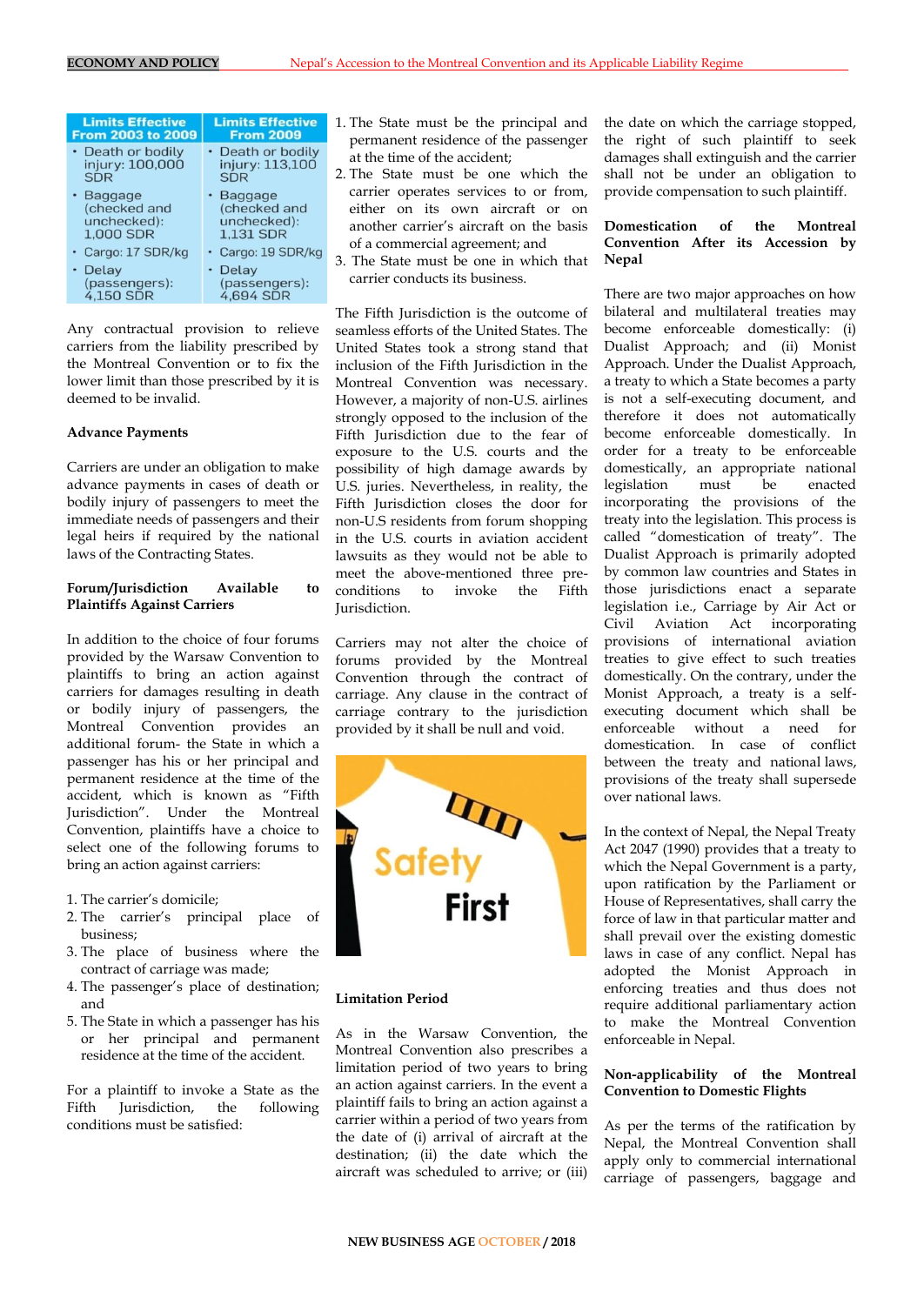| Limits Effective From 2003 to 2009 | Limits Effective From 2009 |
|---|---|
| • Death or bodily injury: 100,000 SDR | • Death or bodily injury: 113,100 SDR |
| • Baggage (checked and unchecked): 1,000 SDR | • Baggage (checked and unchecked): 1,131 SDR |
| • Cargo: 17 SDR/kg | • Cargo: 19 SDR/kg |
| • Delay (passengers): 4,150 SDR | • Delay (passengers): 4,694 SDR |

Any contractual provision to relieve carriers from the liability prescribed by the Montreal Convention or to fix the lower limit than those prescribed by it is deemed to be invalid.

**Advance Payments**

Carriers are under an obligation to make advance payments in cases of death or bodily injury of passengers to meet the immediate needs of passengers and their legal heirs if required by the national laws of the Contracting States.

**Forum/Jurisdiction Available to Plaintiffs Against Carriers**

In addition to the choice of four forums provided by the Warsaw Convention to plaintiffs to bring an action against carriers for damages resulting in death or bodily injury of passengers, the Montreal Convention provides an additional forum- the State in which a passenger has his or her principal and permanent residence at the time of the accident, which is known as "Fifth Jurisdiction". Under the Montreal Convention, plaintiffs have a choice to select one of the following forums to bring an action against carriers:

1. The carrier's domicile;
2. The carrier's principal place of business;
3. The place of business where the contract of carriage was made;
4. The passenger's place of destination; and
5. The State in which a passenger has his or her principal and permanent residence at the time of the accident.

For a plaintiff to invoke a State as the Fifth Jurisdiction, the following conditions must be satisfied:

1. The State must be the principal and permanent residence of the passenger at the time of the accident;
2. The State must be one which the carrier operates services to or from, either on its own aircraft or on another carrier's aircraft on the basis of a commercial agreement; and
3. The State must be one in which that carrier conducts its business.

The Fifth Jurisdiction is the outcome of seamless efforts of the United States. The United States took a strong stand that inclusion of the Fifth Jurisdiction in the Montreal Convention was necessary. However, a majority of non-U.S. airlines strongly opposed to the inclusion of the Fifth Jurisdiction due to the fear of exposure to the U.S. courts and the possibility of high damage awards by U.S. juries. Nevertheless, in reality, the Fifth Jurisdiction closes the door for non-U.S residents from forum shopping in the U.S. courts in aviation accident lawsuits as they would not be able to meet the above-mentioned three pre-conditions to invoke the Fifth Jurisdiction.

Carriers may not alter the choice of forums provided by the Montreal Convention through the contract of carriage. Any clause in the contract of carriage contrary to the jurisdiction provided by it shall be null and void.

**Limitation Period**

As in the Warsaw Convention, the Montreal Convention also prescribes a limitation period of two years to bring an action against carriers. In the event a plaintiff fails to bring an action against a carrier within a period of two years from the date of (i) arrival of aircraft at the destination; (ii) the date which the aircraft was scheduled to arrive; or (iii) the date on which the carriage stopped, the right of such plaintiff to seek damages shall extinguish and the carrier shall not be under an obligation to provide compensation to such plaintiff.

**Domestication of the Montreal Convention After its Accession by Nepal**

There are two major approaches on how bilateral and multilateral treaties may become enforceable domestically: (i) Dualist Approach; and (ii) Monist Approach. Under the Dualist Approach, a treaty to which a State becomes a party is not a self-executing document, and therefore it does not automatically become enforceable domestically. In order for a treaty to be enforceable domestically, an appropriate national legislation must be enacted incorporating the provisions of the treaty into the legislation. This process is called "domestication of treaty". The Dualist Approach is primarily adopted by common law countries and States in those jurisdictions enact a separate legislation i.e., Carriage by Air Act or Civil Aviation Act incorporating provisions of international aviation treaties to give effect to such treaties domestically. On the contrary, under the Monist Approach, a treaty is a self-executing document which shall be enforceable without a need for domestication. In case of conflict between the treaty and national laws, provisions of the treaty shall supersede over national laws.

In the context of Nepal, the Nepal Treaty Act 2047 (1990) provides that a treaty to which the Nepal Government is a party, upon ratification by the Parliament or House of Representatives, shall carry the force of law in that particular matter and shall prevail over the existing domestic laws in case of any conflict. Nepal has adopted the Monist Approach in enforcing treaties and thus does not require additional parliamentary action to make the Montreal Convention enforceable in Nepal.

**Non-applicability of the Montreal Convention to Domestic Flights**

As per the terms of the ratification by Nepal, the Montreal Convention shall apply only to commercial international carriage of passengers, baggage and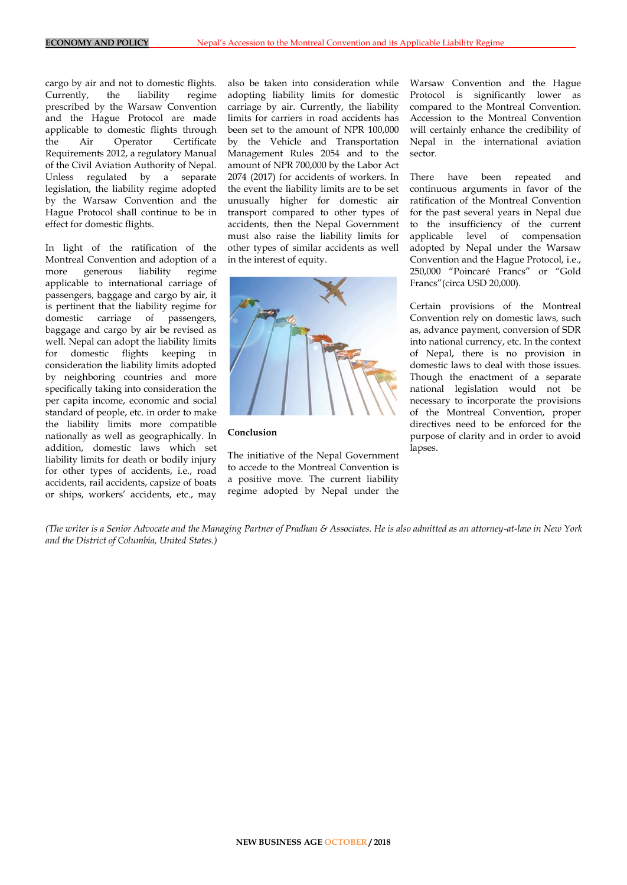cargo by air and not to domestic flights. Currently, the liability regime prescribed by the Warsaw Convention and the Hague Protocol are made applicable to domestic flights through the Air Operator Certificate Requirements 2012, a regulatory Manual of the Civil Aviation Authority of Nepal. Unless regulated by a separate legislation, the liability regime adopted by the Warsaw Convention and the Hague Protocol shall continue to be in effect for domestic flights.

In light of the ratification of the Montreal Convention and adoption of a more generous liability regime applicable to international carriage of passengers, baggage and cargo by air, it is pertinent that the liability regime for domestic carriage of passengers, baggage and cargo by air be revised as well. Nepal can adopt the liability limits for domestic flights keeping in consideration the liability limits adopted by neighboring countries and more specifically taking into consideration the per capita income, economic and social standard of people, etc. in order to make the liability limits more compatible nationally as well as geographically. In addition, domestic laws which set liability limits for death or bodily injury for other types of accidents, i.e., road accidents, rail accidents, capsize of boats or ships, workers' accidents, etc., may also be taken into consideration while adopting liability limits for domestic carriage by air. Currently, the liability limits for carriers in road accidents has been set to the amount of NPR 100,000 by the Vehicle and Transportation Management Rules 2054 and to the amount of NPR 700,000 by the Labor Act 2074 (2017) for accidents of workers. In the event the liability limits are to be set unusually higher for domestic air transport compared to other types of accidents, then the Nepal Government must also raise the liability limits for other types of similar accidents as well in the interest of equity.

## Conclusion

The initiative of the Nepal Government to accede to the Montreal Convention is a positive move. The current liability regime adopted by Nepal under the Warsaw Convention and the Hague Protocol is significantly lower as compared to the Montreal Convention. Accession to the Montreal Convention will certainly enhance the credibility of Nepal in the international aviation sector.

There have been repeated and continuous arguments in favor of the ratification of the Montreal Convention for the past several years in Nepal due to the insufficiency of the current applicable level of compensation adopted by Nepal under the Warsaw Convention and the Hague Protocol, i.e., 250,000 "Poincaré Francs" or "Gold Francs"(circa USD 20,000).

Certain provisions of the Montreal Convention rely on domestic laws, such as, advance payment, conversion of SDR into national currency, etc. In the context of Nepal, there is no provision in domestic laws to deal with those issues. Though the enactment of a separate national legislation would not be necessary to incorporate the provisions of the Montreal Convention, proper directives need to be enforced for the purpose of clarity and in order to avoid lapses.

*(The writer is a Senior Advocate and the Managing Partner of Pradhan & Associates. He is also admitted as an attorney-at-law in New York and the District of Columbia, United States.)*